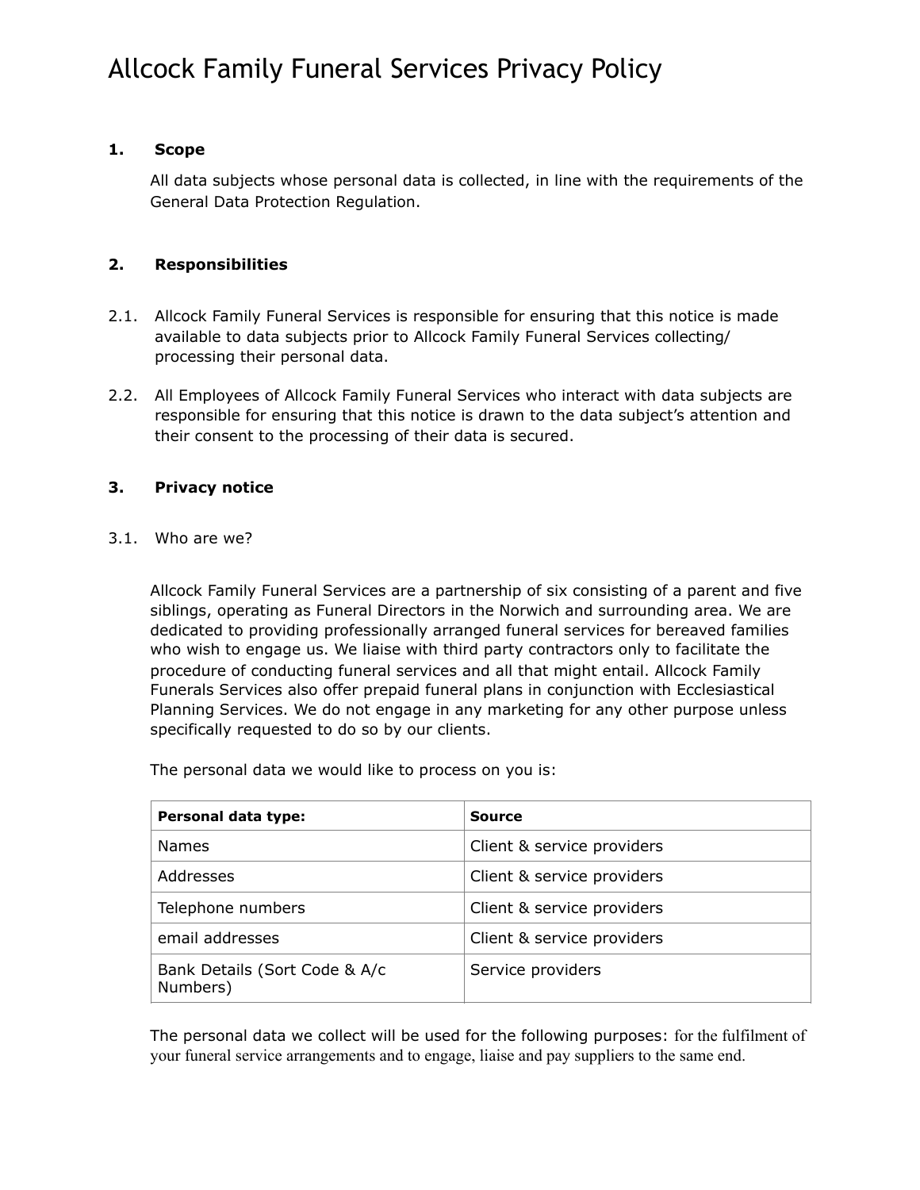# Allcock Family Funeral Services Privacy Policy

## 1. Scope

All data subjects whose personal data is collected, in line with the requirements of the General Data Protection Regulation.

## 2. Responsibilities

2.1. Allcock Family Funeral Services is responsible for ensuring that this notice is made available to data subjects prior to Allcock Family Funeral Services collecting/ processing their personal data.

2.2. All Employees of Allcock Family Funeral Services who interact with data subjects are responsible for ensuring that this notice is drawn to the data subject's attention and their consent to the processing of their data is secured.

## 3. Privacy notice

3.1. Who are we?

Allcock Family Funeral Services are a partnership of six consisting of a parent and five siblings, operating as Funeral Directors in the Norwich and surrounding area. We are dedicated to providing professionally arranged funeral services for bereaved families who wish to engage us. We liaise with third party contractors only to facilitate the procedure of conducting funeral services and all that might entail. Allcock Family Funerals Services also offer prepaid funeral plans in conjunction with Ecclesiastical Planning Services. We do not engage in any marketing for any other purpose unless specifically requested to do so by our clients.

The personal data we would like to process on you is:

| Personal data type: | Source |
|---|---|
| Names | Client & service providers |
| Addresses | Client & service providers |
| Telephone numbers | Client & service providers |
| email addresses | Client & service providers |
| Bank Details (Sort Code & A/c Numbers) | Service providers |

The personal data we collect will be used for the following purposes: for the fulfilment of your funeral service arrangements and to engage, liaise and pay suppliers to the same end.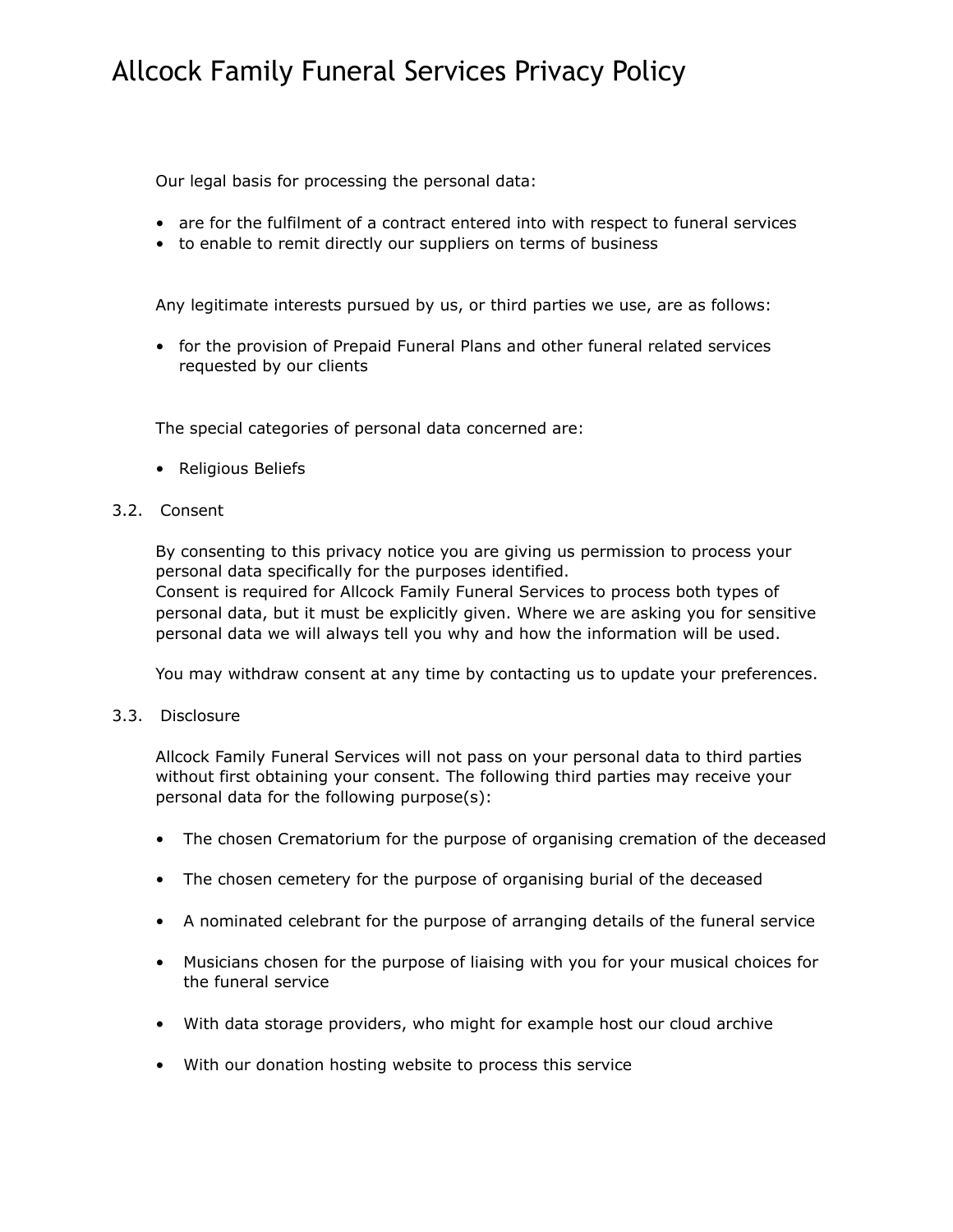Our legal basis for processing the personal data:

- are for the fulfilment of a contract entered into with respect to funeral services
- to enable to remit directly our suppliers on terms of business

Any legitimate interests pursued by us, or third parties we use, are as follows:

- for the provision of Prepaid Funeral Plans and other funeral related services requested by our clients

The special categories of personal data concerned are:

- Religious Beliefs

3.2. Consent

By consenting to this privacy notice you are giving us permission to process your personal data specifically for the purposes identified.
Consent is required for Allcock Family Funeral Services to process both types of personal data, but it must be explicitly given. Where we are asking you for sensitive personal data we will always tell you why and how the information will be used.

You may withdraw consent at any time by contacting us to update your preferences.

3.3. Disclosure

Allcock Family Funeral Services will not pass on your personal data to third parties without first obtaining your consent. The following third parties may receive your personal data for the following purpose(s):

- The chosen Crematorium for the purpose of organising cremation of the deceased
- The chosen cemetery for the purpose of organising burial of the deceased
- A nominated celebrant for the purpose of arranging details of the funeral service
- Musicians chosen for the purpose of liaising with you for your musical choices for the funeral service
- With data storage providers, who might for example host our cloud archive
- With our donation hosting website to process this service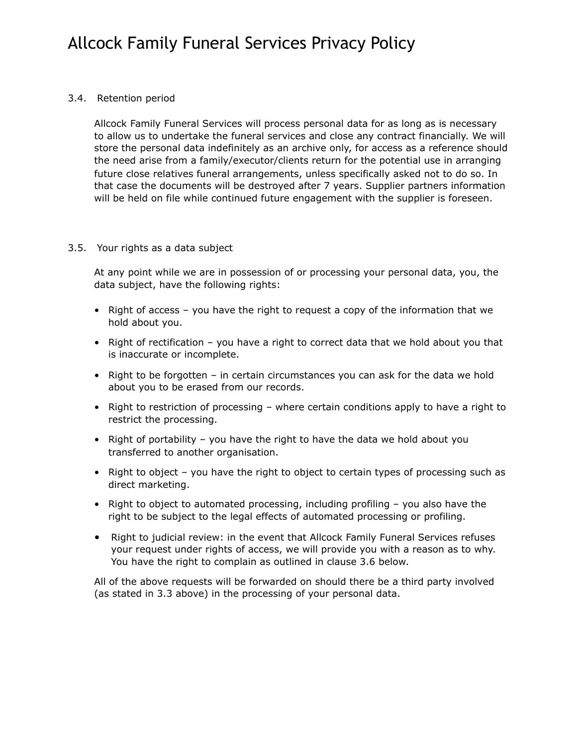### 3.4. Retention period

Allcock Family Funeral Services will process personal data for as long as is necessary to allow us to undertake the funeral services and close any contract financially. We will store the personal data indefinitely as an archive only, for access as a reference should the need arise from a family/executor/clients return for the potential use in arranging future close relatives funeral arrangements, unless specifically asked not to do so. In that case the documents will be destroyed after 7 years. Supplier partners information will be held on file while continued future engagement with the supplier is foreseen.

### 3.5. Your rights as a data subject

At any point while we are in possession of or processing your personal data, you, the data subject, have the following rights:

- Right of access – you have the right to request a copy of the information that we hold about you.
- Right of rectification – you have a right to correct data that we hold about you that is inaccurate or incomplete.
- Right to be forgotten – in certain circumstances you can ask for the data we hold about you to be erased from our records.
- Right to restriction of processing – where certain conditions apply to have a right to restrict the processing.
- Right of portability – you have the right to have the data we hold about you transferred to another organisation.
- Right to object – you have the right to object to certain types of processing such as direct marketing.
- Right to object to automated processing, including profiling – you also have the right to be subject to the legal effects of automated processing or profiling.
- Right to judicial review: in the event that Allcock Family Funeral Services refuses your request under rights of access, we will provide you with a reason as to why. You have the right to complain as outlined in clause 3.6 below.

All of the above requests will be forwarded on should there be a third party involved (as stated in 3.3 above) in the processing of your personal data.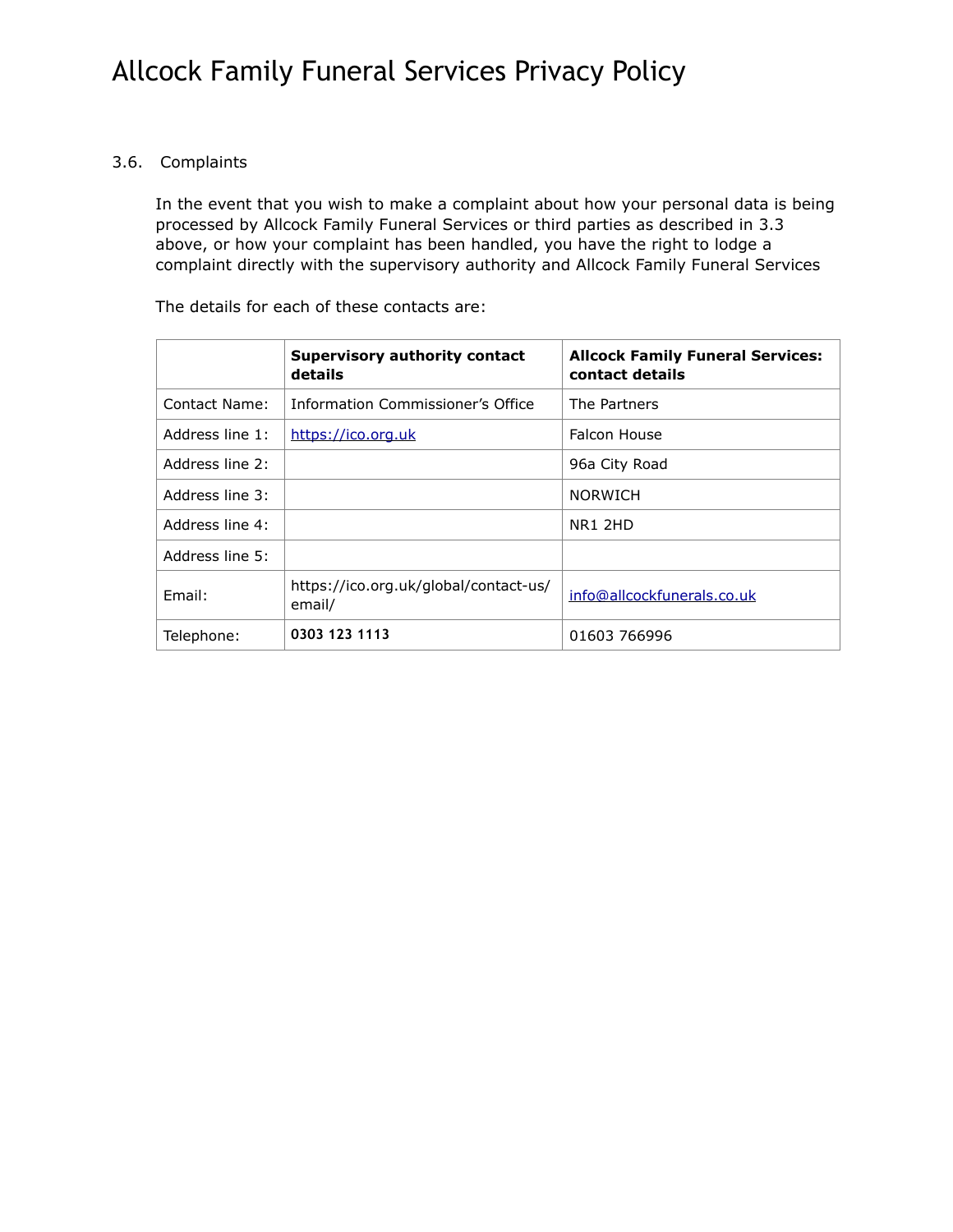### 3.6. Complaints

In the event that you wish to make a complaint about how your personal data is being processed by Allcock Family Funeral Services or third parties as described in 3.3 above, or how your complaint has been handled, you have the right to lodge a complaint directly with the supervisory authority and Allcock Family Funeral Services

The details for each of these contacts are:

| | **Supervisory authority contact details** | **Allcock Family Funeral Services: contact details** |
|---|---|---|
| Contact Name: | Information Commissioner's Office | The Partners |
| Address line 1: | https://ico.org.uk | Falcon House |
| Address line 2: | | 96a City Road |
| Address line 3: | | NORWICH |
| Address line 4: | | NR1 2HD |
| Address line 5: | | |
| Email: | https://ico.org.uk/global/contact-us/email/ | info@allcockfunerals.co.uk |
| Telephone: | 0303 123 1113 | 01603 766996 |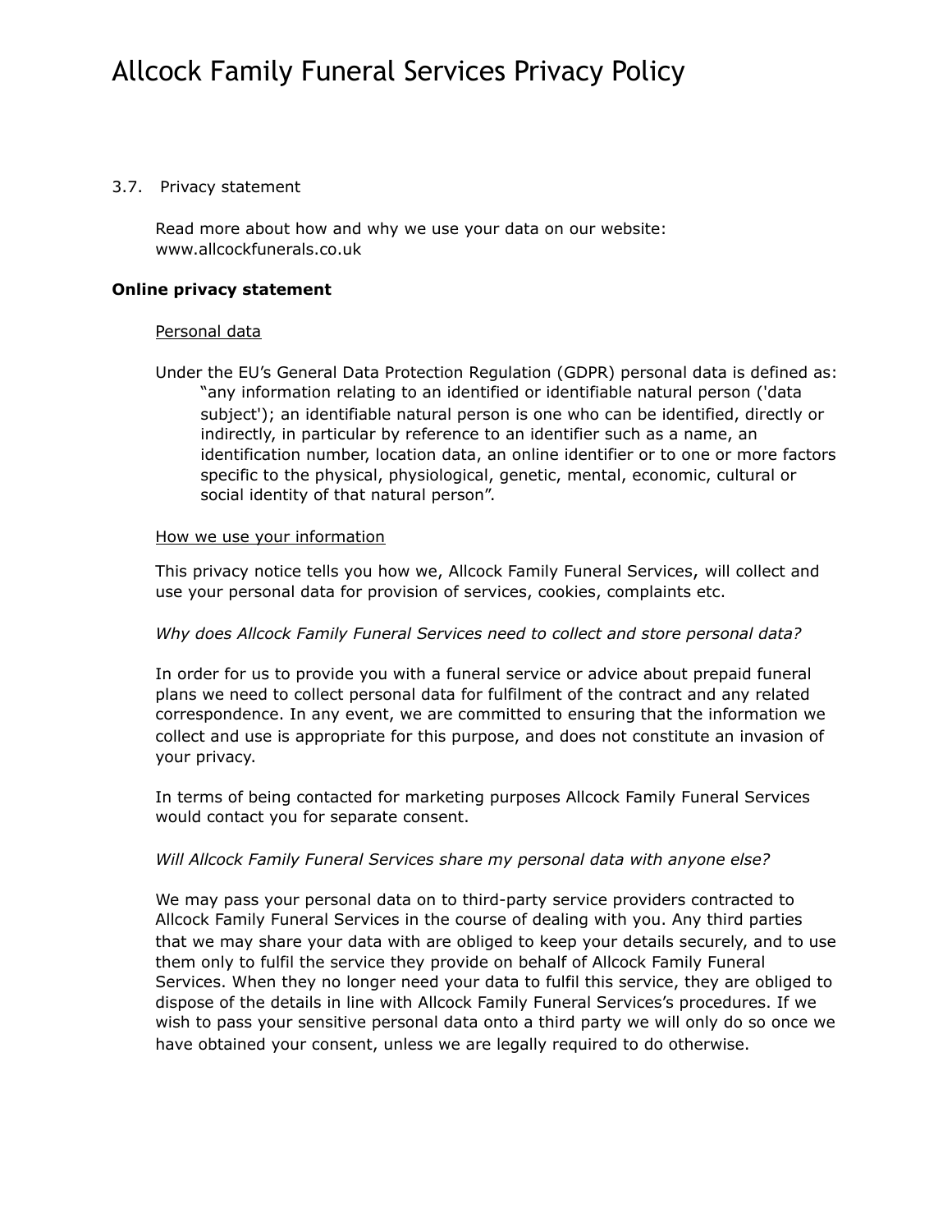3.7. Privacy statement

Read more about how and why we use your data on our website: www.allcockfunerals.co.uk

**Online privacy statement**

Personal data

Under the EU's General Data Protection Regulation (GDPR) personal data is defined as:

> "any information relating to an identified or identifiable natural person ('data subject'); an identifiable natural person is one who can be identified, directly or indirectly, in particular by reference to an identifier such as a name, an identification number, location data, an online identifier or to one or more factors specific to the physical, physiological, genetic, mental, economic, cultural or social identity of that natural person".

How we use your information

This privacy notice tells you how we, Allcock Family Funeral Services, will collect and use your personal data for provision of services, cookies, complaints etc.

*Why does Allcock Family Funeral Services need to collect and store personal data?*

In order for us to provide you with a funeral service or advice about prepaid funeral plans we need to collect personal data for fulfilment of the contract and any related correspondence. In any event, we are committed to ensuring that the information we collect and use is appropriate for this purpose, and does not constitute an invasion of your privacy.

In terms of being contacted for marketing purposes Allcock Family Funeral Services would contact you for separate consent.

*Will Allcock Family Funeral Services share my personal data with anyone else?*

We may pass your personal data on to third-party service providers contracted to Allcock Family Funeral Services in the course of dealing with you. Any third parties that we may share your data with are obliged to keep your details securely, and to use them only to fulfil the service they provide on behalf of Allcock Family Funeral Services. When they no longer need your data to fulfil this service, they are obliged to dispose of the details in line with Allcock Family Funeral Services's procedures. If we wish to pass your sensitive personal data onto a third party we will only do so once we have obtained your consent, unless we are legally required to do otherwise.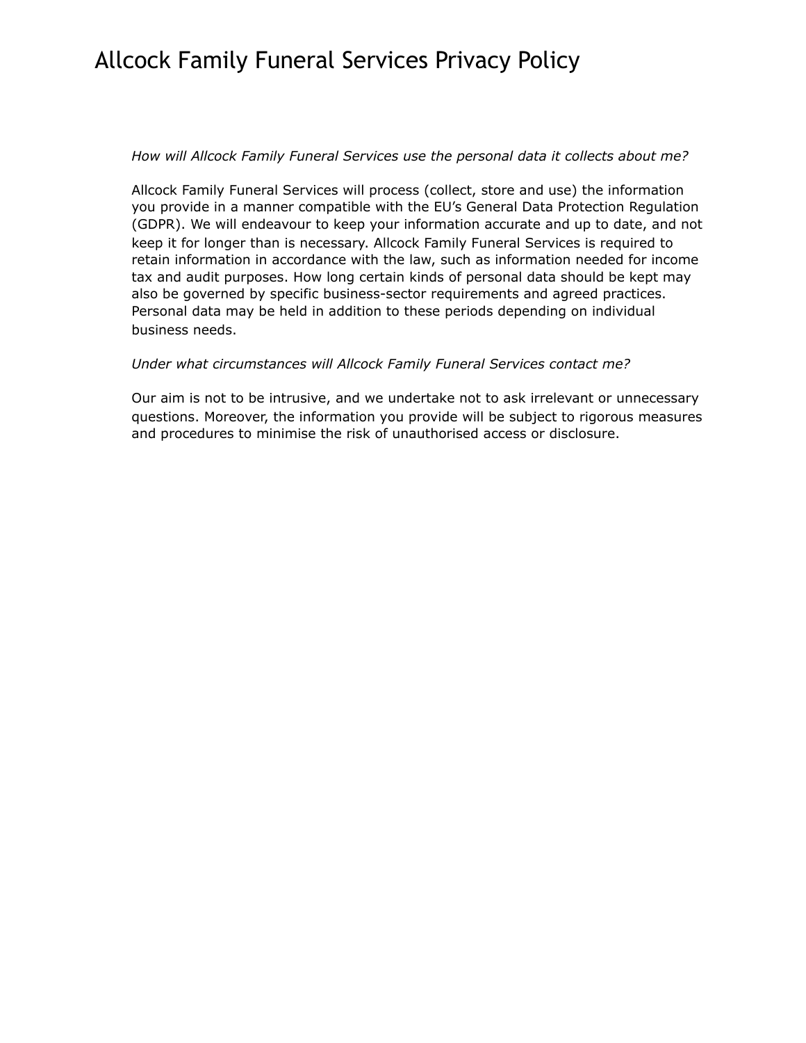# Allcock Family Funeral Services Privacy Policy

*How will Allcock Family Funeral Services use the personal data it collects about me?*

Allcock Family Funeral Services will process (collect, store and use) the information you provide in a manner compatible with the EU's General Data Protection Regulation (GDPR). We will endeavour to keep your information accurate and up to date, and not keep it for longer than is necessary. Allcock Family Funeral Services is required to retain information in accordance with the law, such as information needed for income tax and audit purposes. How long certain kinds of personal data should be kept may also be governed by specific business-sector requirements and agreed practices. Personal data may be held in addition to these periods depending on individual business needs.

*Under what circumstances will Allcock Family Funeral Services contact me?*

Our aim is not to be intrusive, and we undertake not to ask irrelevant or unnecessary questions. Moreover, the information you provide will be subject to rigorous measures and procedures to minimise the risk of unauthorised access or disclosure.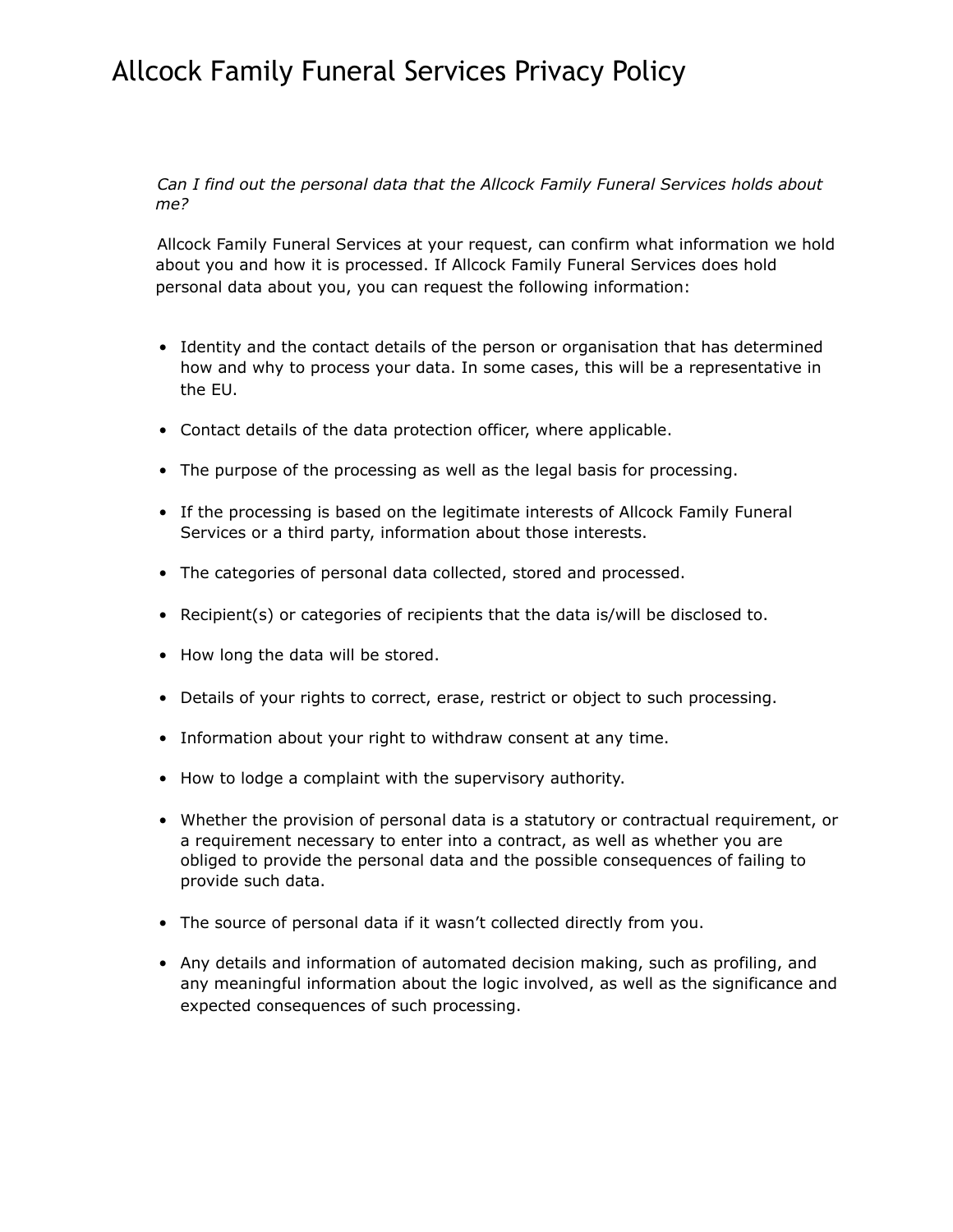# Allcock Family Funeral Services Privacy Policy

*Can I find out the personal data that the Allcock Family Funeral Services holds about me?*

Allcock Family Funeral Services at your request, can confirm what information we hold about you and how it is processed. If Allcock Family Funeral Services does hold personal data about you, you can request the following information:

- Identity and the contact details of the person or organisation that has determined how and why to process your data. In some cases, this will be a representative in the EU.
- Contact details of the data protection officer, where applicable.
- The purpose of the processing as well as the legal basis for processing.
- If the processing is based on the legitimate interests of Allcock Family Funeral Services or a third party, information about those interests.
- The categories of personal data collected, stored and processed.
- Recipient(s) or categories of recipients that the data is/will be disclosed to.
- How long the data will be stored.
- Details of your rights to correct, erase, restrict or object to such processing.
- Information about your right to withdraw consent at any time.
- How to lodge a complaint with the supervisory authority.
- Whether the provision of personal data is a statutory or contractual requirement, or a requirement necessary to enter into a contract, as well as whether you are obliged to provide the personal data and the possible consequences of failing to provide such data.
- The source of personal data if it wasn't collected directly from you.
- Any details and information of automated decision making, such as profiling, and any meaningful information about the logic involved, as well as the significance and expected consequences of such processing.